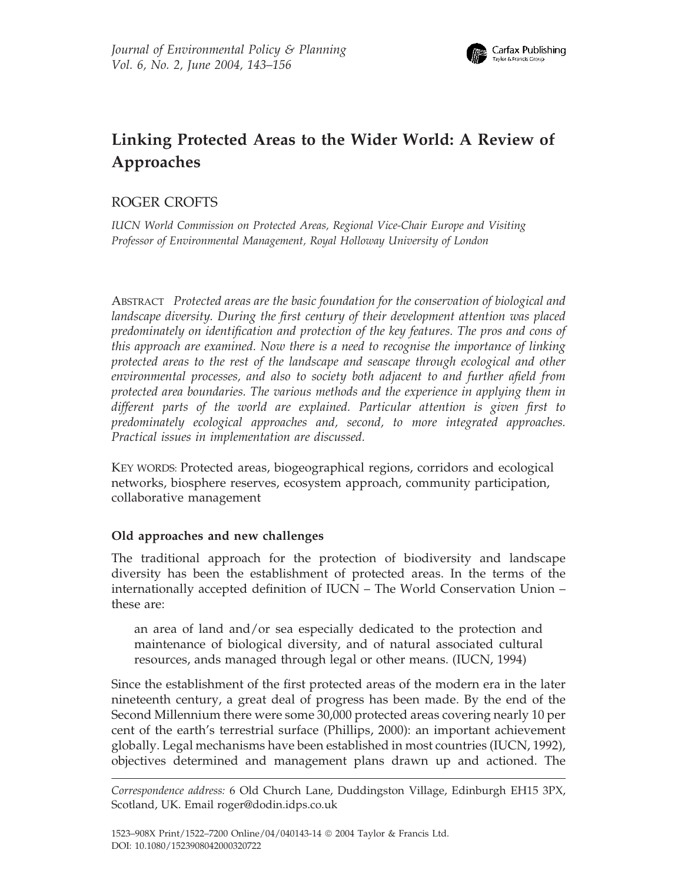# Linking Protected Areas to the Wider World: A Review of Approaches

ROGER CROFTS

*IUCN World Commission on Protected Areas, Regional Vice-Chair Europe and Visiting Professor of Environmental Management, Royal Holloway University of London*

ABSTRACT *Protected areas are the basic foundation for the conservation of biological and landscape diversity. During the first century of their development attention was placed predominately on identification and protection of the key features. The pros and cons of this approach are examined. Now there is a need to recognise the importance of linking protected areas to the rest of the landscape and seascape through ecological and other environmental processes, and also to society both adjacent to and further afield from protected area boundaries. The various methods and the experience in applying them in different parts of the world are explained. Particular attention is given first to predominately ecological approaches and, second, to more integrated approaches. Practical issues in implementation are discussed.*

KEY WORDS: Protected areas, biogeographical regions, corridors and ecological networks, biosphere reserves, ecosystem approach, community participation, collaborative management

## Old approaches and new challenges

The traditional approach for the protection of biodiversity and landscape diversity has been the establishment of protected areas. In the terms of the internationally accepted definition of IUCN – The World Conservation Union – these are:

> an area of land and/or sea especially dedicated to the protection and maintenance of biological diversity, and of natural associated cultural resources, ands managed through legal or other means. (IUCN, 1994)

Since the establishment of the first protected areas of the modern era in the later nineteenth century, a great deal of progress has been made. By the end of the Second Millennium there were some 30,000 protected areas covering nearly 10 per cent of the earth's terrestrial surface (Phillips, 2000): an important achievement globally. Legal mechanisms have been established in most countries (IUCN, 1992), objectives determined and management plans drawn up and actioned. The

---

*Correspondence address:* 6 Old Church Lane, Duddingston Village, Edinburgh EH15 3PX, Scotland, UK. Email roger@dodin.idps.co.uk

1523–908X Print/1522–7200 Online/04/040143-14 © 2004 Taylor & Francis Ltd.
DOI: 10.1080/1523908042000320722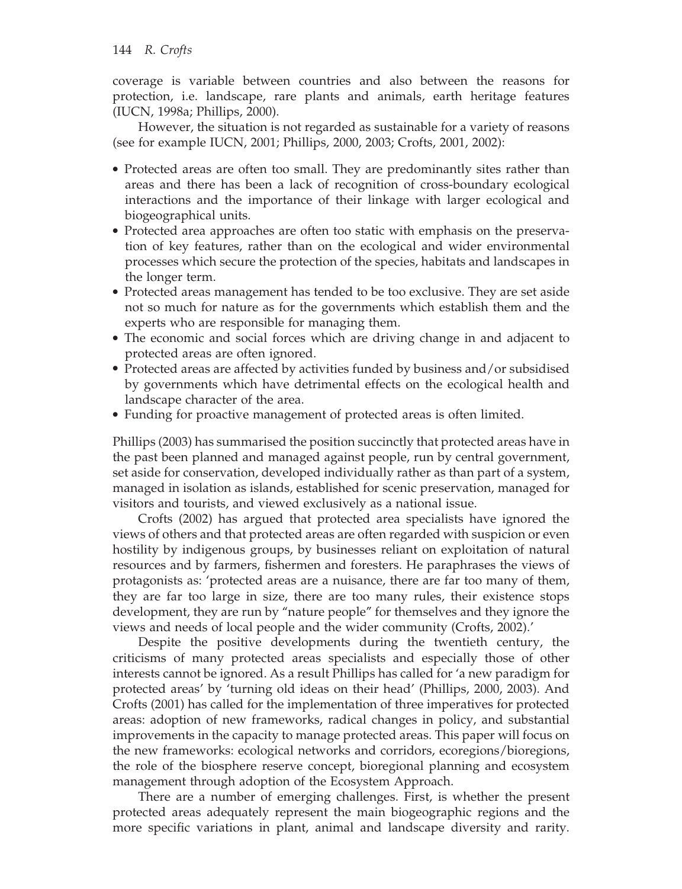coverage is variable between countries and also between the reasons for protection, i.e. landscape, rare plants and animals, earth heritage features (IUCN, 1998a; Phillips, 2000).

However, the situation is not regarded as sustainable for a variety of reasons (see for example IUCN, 2001; Phillips, 2000, 2003; Crofts, 2001, 2002):

- Protected areas are often too small. They are predominantly sites rather than areas and there has been a lack of recognition of cross-boundary ecological interactions and the importance of their linkage with larger ecological and biogeographical units.
- Protected area approaches are often too static with emphasis on the preservation of key features, rather than on the ecological and wider environmental processes which secure the protection of the species, habitats and landscapes in the longer term.
- Protected areas management has tended to be too exclusive. They are set aside not so much for nature as for the governments which establish them and the experts who are responsible for managing them.
- The economic and social forces which are driving change in and adjacent to protected areas are often ignored.
- Protected areas are affected by activities funded by business and/or subsidised by governments which have detrimental effects on the ecological health and landscape character of the area.
- Funding for proactive management of protected areas is often limited.

Phillips (2003) has summarised the position succinctly that protected areas have in the past been planned and managed against people, run by central government, set aside for conservation, developed individually rather as than part of a system, managed in isolation as islands, established for scenic preservation, managed for visitors and tourists, and viewed exclusively as a national issue.

Crofts (2002) has argued that protected area specialists have ignored the views of others and that protected areas are often regarded with suspicion or even hostility by indigenous groups, by businesses reliant on exploitation of natural resources and by farmers, fishermen and foresters. He paraphrases the views of protagonists as: 'protected areas are a nuisance, there are far too many of them, they are far too large in size, there are too many rules, their existence stops development, they are run by "nature people" for themselves and they ignore the views and needs of local people and the wider community (Crofts, 2002).'

Despite the positive developments during the twentieth century, the criticisms of many protected areas specialists and especially those of other interests cannot be ignored. As a result Phillips has called for 'a new paradigm for protected areas' by 'turning old ideas on their head' (Phillips, 2000, 2003). And Crofts (2001) has called for the implementation of three imperatives for protected areas: adoption of new frameworks, radical changes in policy, and substantial improvements in the capacity to manage protected areas. This paper will focus on the new frameworks: ecological networks and corridors, ecoregions/bioregions, the role of the biosphere reserve concept, bioregional planning and ecosystem management through adoption of the Ecosystem Approach.

There are a number of emerging challenges. First, is whether the present protected areas adequately represent the main biogeographic regions and the more specific variations in plant, animal and landscape diversity and rarity.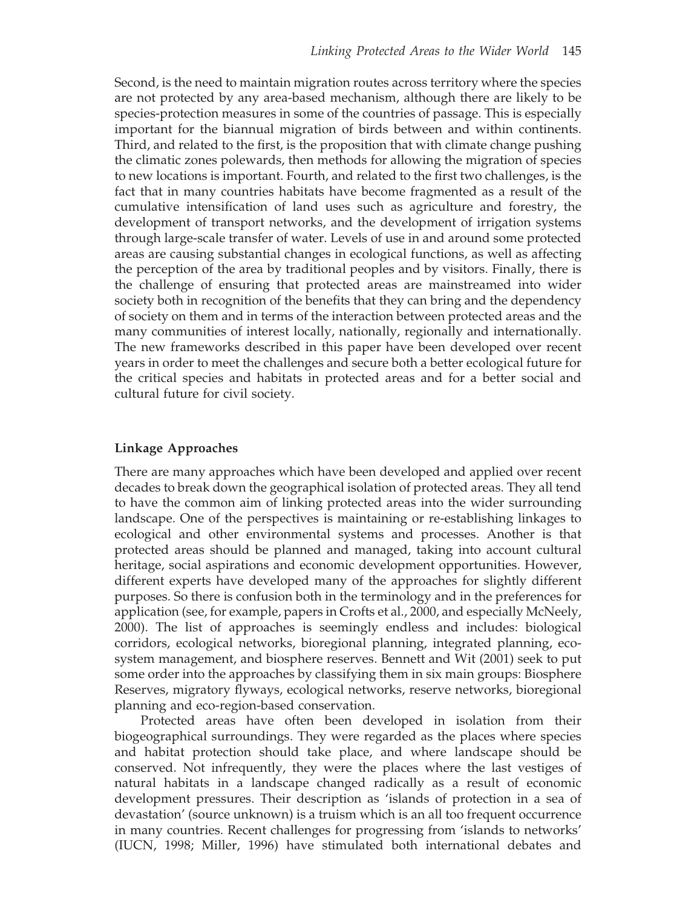Second, is the need to maintain migration routes across territory where the species are not protected by any area-based mechanism, although there are likely to be species-protection measures in some of the countries of passage. This is especially important for the biannual migration of birds between and within continents. Third, and related to the first, is the proposition that with climate change pushing the climatic zones polewards, then methods for allowing the migration of species to new locations is important. Fourth, and related to the first two challenges, is the fact that in many countries habitats have become fragmented as a result of the cumulative intensification of land uses such as agriculture and forestry, the development of transport networks, and the development of irrigation systems through large-scale transfer of water. Levels of use in and around some protected areas are causing substantial changes in ecological functions, as well as affecting the perception of the area by traditional peoples and by visitors. Finally, there is the challenge of ensuring that protected areas are mainstreamed into wider society both in recognition of the benefits that they can bring and the dependency of society on them and in terms of the interaction between protected areas and the many communities of interest locally, nationally, regionally and internationally. The new frameworks described in this paper have been developed over recent years in order to meet the challenges and secure both a better ecological future for the critical species and habitats in protected areas and for a better social and cultural future for civil society.

## Linkage Approaches

There are many approaches which have been developed and applied over recent decades to break down the geographical isolation of protected areas. They all tend to have the common aim of linking protected areas into the wider surrounding landscape. One of the perspectives is maintaining or re-establishing linkages to ecological and other environmental systems and processes. Another is that protected areas should be planned and managed, taking into account cultural heritage, social aspirations and economic development opportunities. However, different experts have developed many of the approaches for slightly different purposes. So there is confusion both in the terminology and in the preferences for application (see, for example, papers in Crofts et al., 2000, and especially McNeely, 2000). The list of approaches is seemingly endless and includes: biological corridors, ecological networks, bioregional planning, integrated planning, ecosystem management, and biosphere reserves. Bennett and Wit (2001) seek to put some order into the approaches by classifying them in six main groups: Biosphere Reserves, migratory flyways, ecological networks, reserve networks, bioregional planning and eco-region-based conservation.

Protected areas have often been developed in isolation from their biogeographical surroundings. They were regarded as the places where species and habitat protection should take place, and where landscape should be conserved. Not infrequently, they were the places where the last vestiges of natural habitats in a landscape changed radically as a result of economic development pressures. Their description as 'islands of protection in a sea of devastation' (source unknown) is a truism which is an all too frequent occurrence in many countries. Recent challenges for progressing from 'islands to networks' (IUCN, 1998; Miller, 1996) have stimulated both international debates and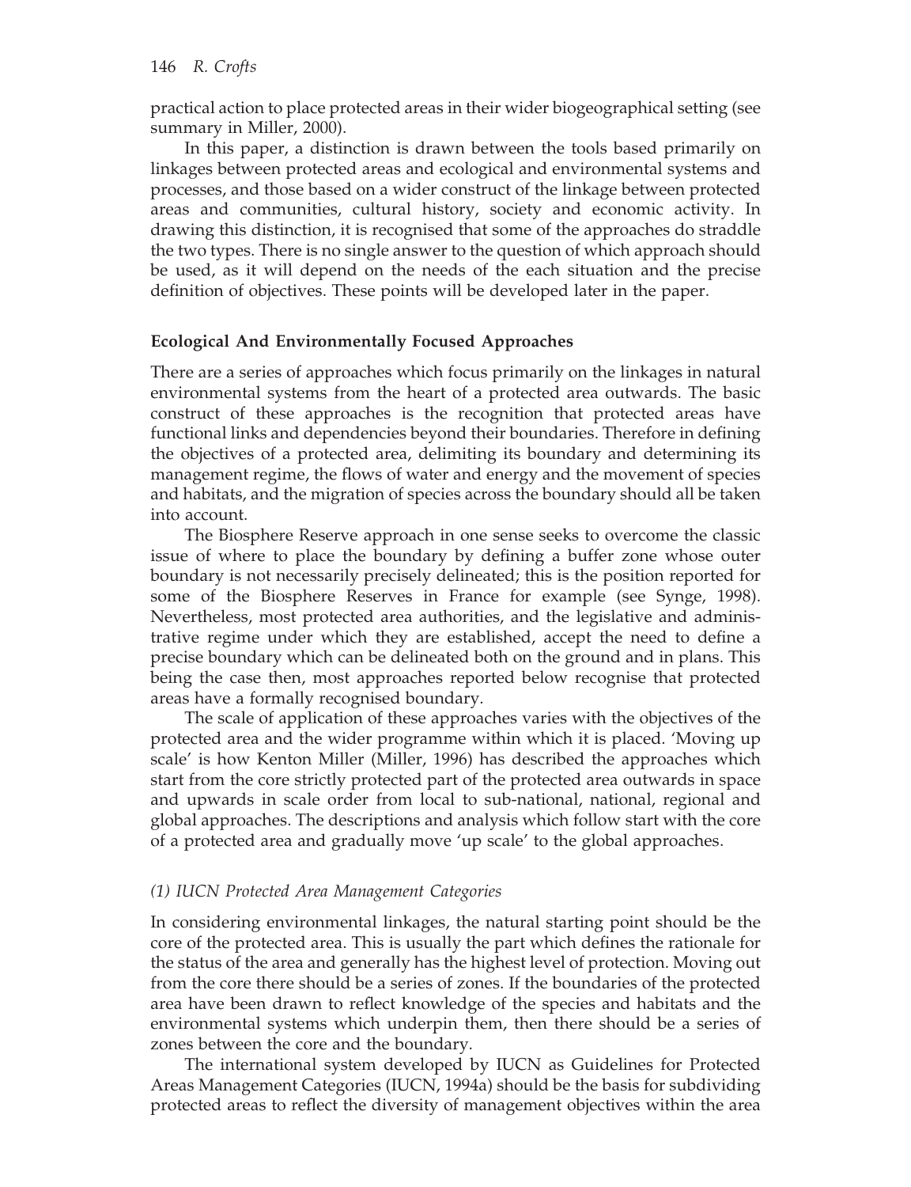practical action to place protected areas in their wider biogeographical setting (see summary in Miller, 2000).

In this paper, a distinction is drawn between the tools based primarily on linkages between protected areas and ecological and environmental systems and processes, and those based on a wider construct of the linkage between protected areas and communities, cultural history, society and economic activity. In drawing this distinction, it is recognised that some of the approaches do straddle the two types. There is no single answer to the question of which approach should be used, as it will depend on the needs of the each situation and the precise definition of objectives. These points will be developed later in the paper.

### Ecological And Environmentally Focused Approaches

There are a series of approaches which focus primarily on the linkages in natural environmental systems from the heart of a protected area outwards. The basic construct of these approaches is the recognition that protected areas have functional links and dependencies beyond their boundaries. Therefore in defining the objectives of a protected area, delimiting its boundary and determining its management regime, the flows of water and energy and the movement of species and habitats, and the migration of species across the boundary should all be taken into account.

The Biosphere Reserve approach in one sense seeks to overcome the classic issue of where to place the boundary by defining a buffer zone whose outer boundary is not necessarily precisely delineated; this is the position reported for some of the Biosphere Reserves in France for example (see Synge, 1998). Nevertheless, most protected area authorities, and the legislative and administrative regime under which they are established, accept the need to define a precise boundary which can be delineated both on the ground and in plans. This being the case then, most approaches reported below recognise that protected areas have a formally recognised boundary.

The scale of application of these approaches varies with the objectives of the protected area and the wider programme within which it is placed. 'Moving up scale' is how Kenton Miller (Miller, 1996) has described the approaches which start from the core strictly protected part of the protected area outwards in space and upwards in scale order from local to sub-national, national, regional and global approaches. The descriptions and analysis which follow start with the core of a protected area and gradually move 'up scale' to the global approaches.

#### *(1) IUCN Protected Area Management Categories*

In considering environmental linkages, the natural starting point should be the core of the protected area. This is usually the part which defines the rationale for the status of the area and generally has the highest level of protection. Moving out from the core there should be a series of zones. If the boundaries of the protected area have been drawn to reflect knowledge of the species and habitats and the environmental systems which underpin them, then there should be a series of zones between the core and the boundary.

The international system developed by IUCN as Guidelines for Protected Areas Management Categories (IUCN, 1994a) should be the basis for subdividing protected areas to reflect the diversity of management objectives within the area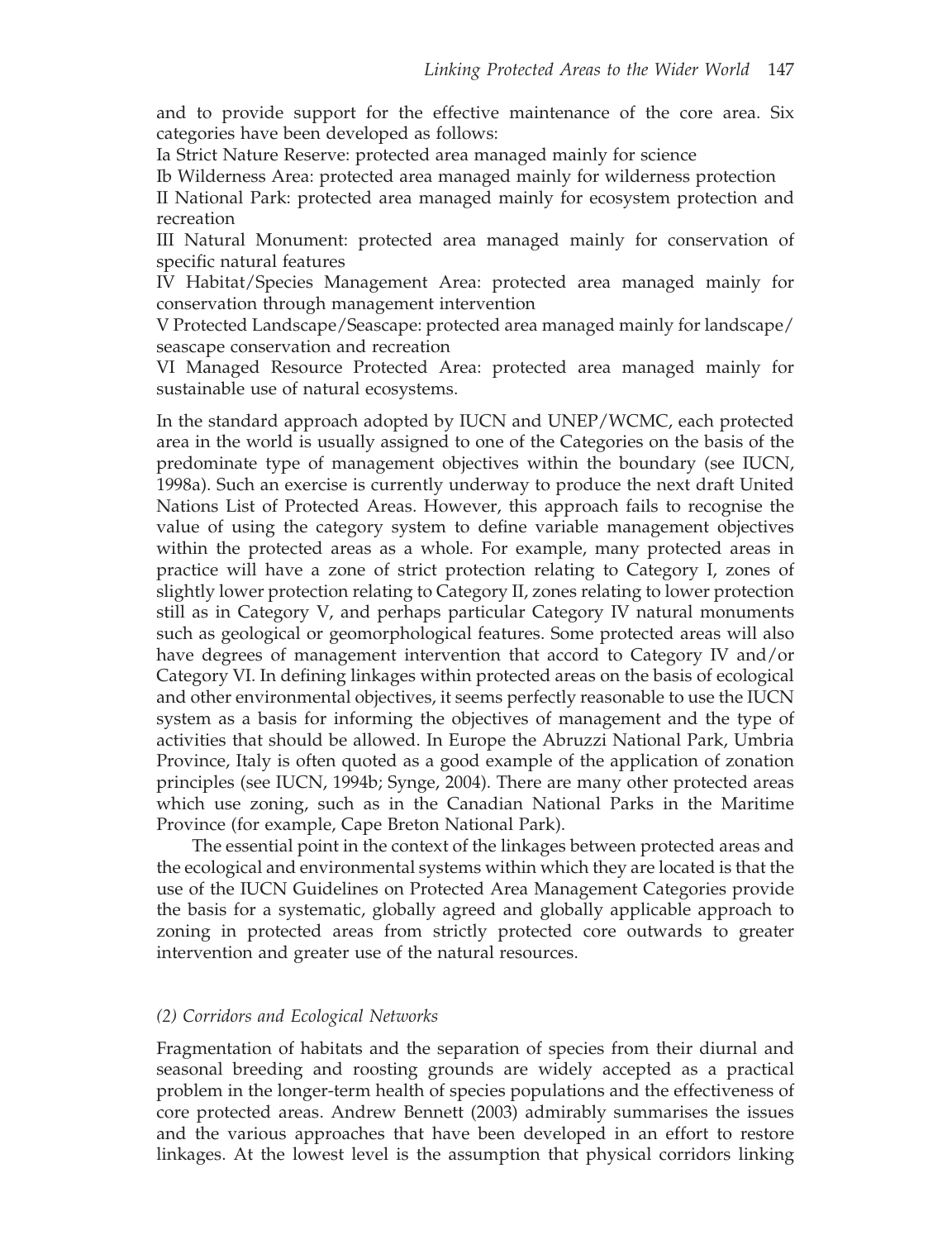and to provide support for the effective maintenance of the core area. Six categories have been developed as follows:

Ia Strict Nature Reserve: protected area managed mainly for science

Ib Wilderness Area: protected area managed mainly for wilderness protection

II National Park: protected area managed mainly for ecosystem protection and recreation

III Natural Monument: protected area managed mainly for conservation of specific natural features

IV Habitat/Species Management Area: protected area managed mainly for conservation through management intervention

V Protected Landscape/Seascape: protected area managed mainly for landscape/seascape conservation and recreation

VI Managed Resource Protected Area: protected area managed mainly for sustainable use of natural ecosystems.

In the standard approach adopted by IUCN and UNEP/WCMC, each protected area in the world is usually assigned to one of the Categories on the basis of the predominate type of management objectives within the boundary (see IUCN, 1998a). Such an exercise is currently underway to produce the next draft United Nations List of Protected Areas. However, this approach fails to recognise the value of using the category system to define variable management objectives within the protected areas as a whole. For example, many protected areas in practice will have a zone of strict protection relating to Category I, zones of slightly lower protection relating to Category II, zones relating to lower protection still as in Category V, and perhaps particular Category IV natural monuments such as geological or geomorphological features. Some protected areas will also have degrees of management intervention that accord to Category IV and/or Category VI. In defining linkages within protected areas on the basis of ecological and other environmental objectives, it seems perfectly reasonable to use the IUCN system as a basis for informing the objectives of management and the type of activities that should be allowed. In Europe the Abruzzi National Park, Umbria Province, Italy is often quoted as a good example of the application of zonation principles (see IUCN, 1994b; Synge, 2004). There are many other protected areas which use zoning, such as in the Canadian National Parks in the Maritime Province (for example, Cape Breton National Park).

The essential point in the context of the linkages between protected areas and the ecological and environmental systems within which they are located is that the use of the IUCN Guidelines on Protected Area Management Categories provide the basis for a systematic, globally agreed and globally applicable approach to zoning in protected areas from strictly protected core outwards to greater intervention and greater use of the natural resources.

### *(2) Corridors and Ecological Networks*

Fragmentation of habitats and the separation of species from their diurnal and seasonal breeding and roosting grounds are widely accepted as a practical problem in the longer-term health of species populations and the effectiveness of core protected areas. Andrew Bennett (2003) admirably summarises the issues and the various approaches that have been developed in an effort to restore linkages. At the lowest level is the assumption that physical corridors linking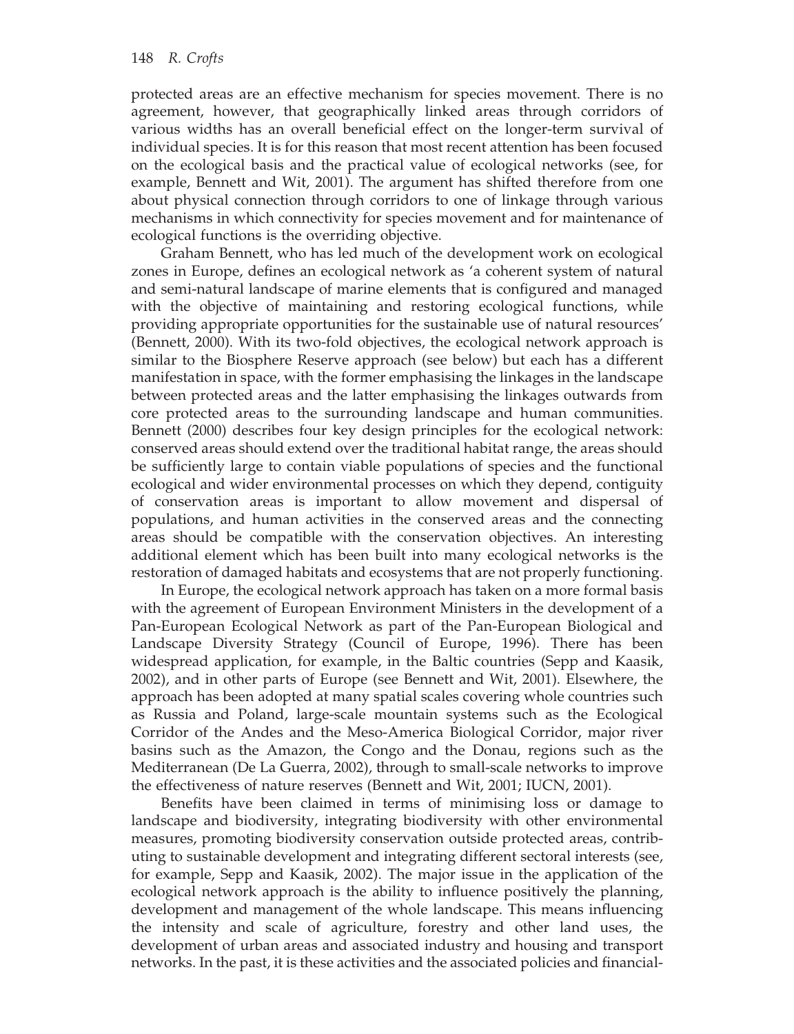protected areas are an effective mechanism for species movement. There is no agreement, however, that geographically linked areas through corridors of various widths has an overall beneficial effect on the longer-term survival of individual species. It is for this reason that most recent attention has been focused on the ecological basis and the practical value of ecological networks (see, for example, Bennett and Wit, 2001). The argument has shifted therefore from one about physical connection through corridors to one of linkage through various mechanisms in which connectivity for species movement and for maintenance of ecological functions is the overriding objective.

Graham Bennett, who has led much of the development work on ecological zones in Europe, defines an ecological network as 'a coherent system of natural and semi-natural landscape of marine elements that is configured and managed with the objective of maintaining and restoring ecological functions, while providing appropriate opportunities for the sustainable use of natural resources' (Bennett, 2000). With its two-fold objectives, the ecological network approach is similar to the Biosphere Reserve approach (see below) but each has a different manifestation in space, with the former emphasising the linkages in the landscape between protected areas and the latter emphasising the linkages outwards from core protected areas to the surrounding landscape and human communities. Bennett (2000) describes four key design principles for the ecological network: conserved areas should extend over the traditional habitat range, the areas should be sufficiently large to contain viable populations of species and the functional ecological and wider environmental processes on which they depend, contiguity of conservation areas is important to allow movement and dispersal of populations, and human activities in the conserved areas and the connecting areas should be compatible with the conservation objectives. An interesting additional element which has been built into many ecological networks is the restoration of damaged habitats and ecosystems that are not properly functioning.

In Europe, the ecological network approach has taken on a more formal basis with the agreement of European Environment Ministers in the development of a Pan-European Ecological Network as part of the Pan-European Biological and Landscape Diversity Strategy (Council of Europe, 1996). There has been widespread application, for example, in the Baltic countries (Sepp and Kaasik, 2002), and in other parts of Europe (see Bennett and Wit, 2001). Elsewhere, the approach has been adopted at many spatial scales covering whole countries such as Russia and Poland, large-scale mountain systems such as the Ecological Corridor of the Andes and the Meso-America Biological Corridor, major river basins such as the Amazon, the Congo and the Donau, regions such as the Mediterranean (De La Guerra, 2002), through to small-scale networks to improve the effectiveness of nature reserves (Bennett and Wit, 2001; IUCN, 2001).

Benefits have been claimed in terms of minimising loss or damage to landscape and biodiversity, integrating biodiversity with other environmental measures, promoting biodiversity conservation outside protected areas, contributing to sustainable development and integrating different sectoral interests (see, for example, Sepp and Kaasik, 2002). The major issue in the application of the ecological network approach is the ability to influence positively the planning, development and management of the whole landscape. This means influencing the intensity and scale of agriculture, forestry and other land uses, the development of urban areas and associated industry and housing and transport networks. In the past, it is these activities and the associated policies and financial-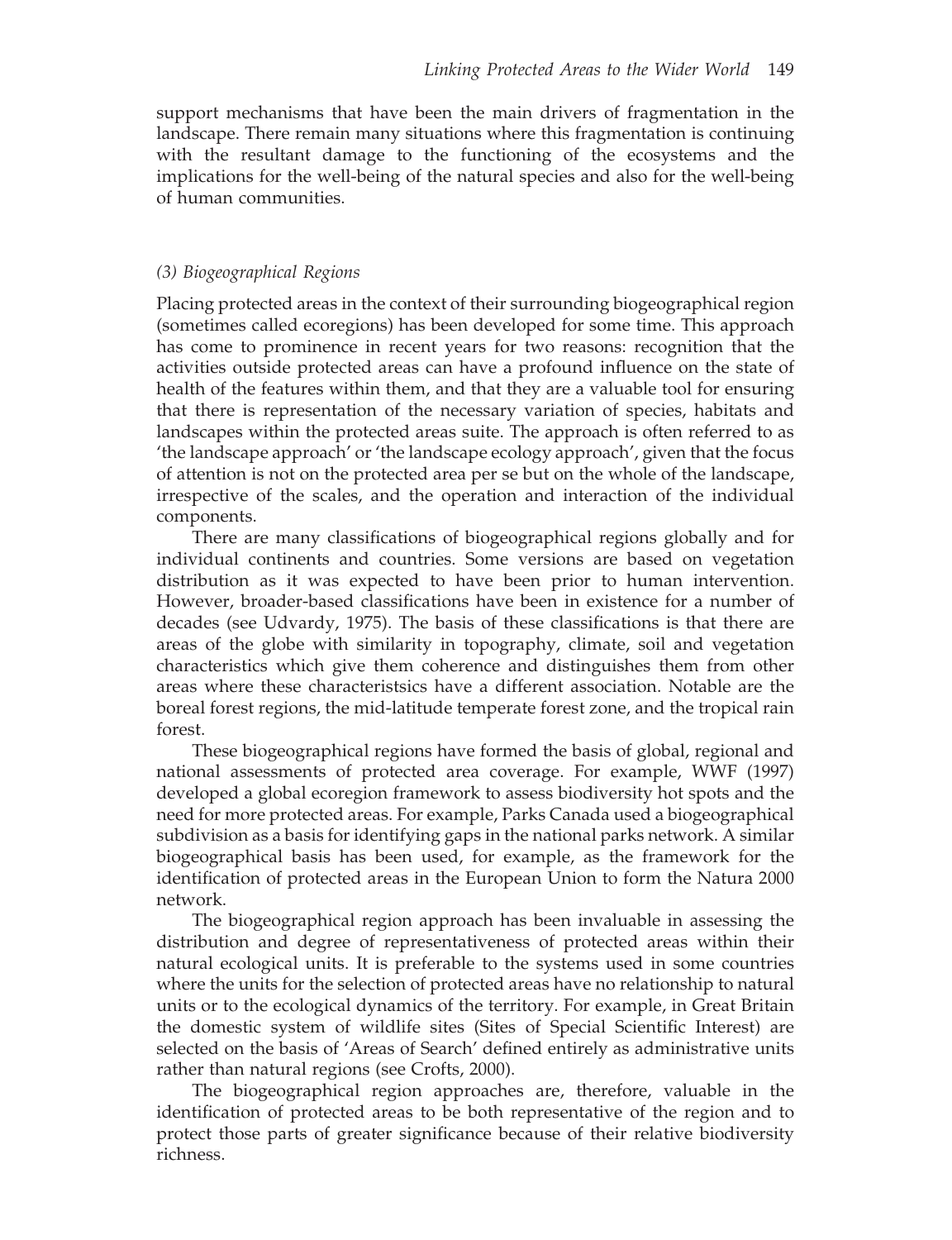support mechanisms that have been the main drivers of fragmentation in the landscape. There remain many situations where this fragmentation is continuing with the resultant damage to the functioning of the ecosystems and the implications for the well-being of the natural species and also for the well-being of human communities.

### *(3) Biogeographical Regions*

Placing protected areas in the context of their surrounding biogeographical region (sometimes called ecoregions) has been developed for some time. This approach has come to prominence in recent years for two reasons: recognition that the activities outside protected areas can have a profound influence on the state of health of the features within them, and that they are a valuable tool for ensuring that there is representation of the necessary variation of species, habitats and landscapes within the protected areas suite. The approach is often referred to as 'the landscape approach' or 'the landscape ecology approach', given that the focus of attention is not on the protected area per se but on the whole of the landscape, irrespective of the scales, and the operation and interaction of the individual components.

There are many classifications of biogeographical regions globally and for individual continents and countries. Some versions are based on vegetation distribution as it was expected to have been prior to human intervention. However, broader-based classifications have been in existence for a number of decades (see Udvardy, 1975). The basis of these classifications is that there are areas of the globe with similarity in topography, climate, soil and vegetation characteristics which give them coherence and distinguishes them from other areas where these characteristsics have a different association. Notable are the boreal forest regions, the mid-latitude temperate forest zone, and the tropical rain forest.

These biogeographical regions have formed the basis of global, regional and national assessments of protected area coverage. For example, WWF (1997) developed a global ecoregion framework to assess biodiversity hot spots and the need for more protected areas. For example, Parks Canada used a biogeographical subdivision as a basis for identifying gaps in the national parks network. A similar biogeographical basis has been used, for example, as the framework for the identification of protected areas in the European Union to form the Natura 2000 network.

The biogeographical region approach has been invaluable in assessing the distribution and degree of representativeness of protected areas within their natural ecological units. It is preferable to the systems used in some countries where the units for the selection of protected areas have no relationship to natural units or to the ecological dynamics of the territory. For example, in Great Britain the domestic system of wildlife sites (Sites of Special Scientific Interest) are selected on the basis of 'Areas of Search' defined entirely as administrative units rather than natural regions (see Crofts, 2000).

The biogeographical region approaches are, therefore, valuable in the identification of protected areas to be both representative of the region and to protect those parts of greater significance because of their relative biodiversity richness.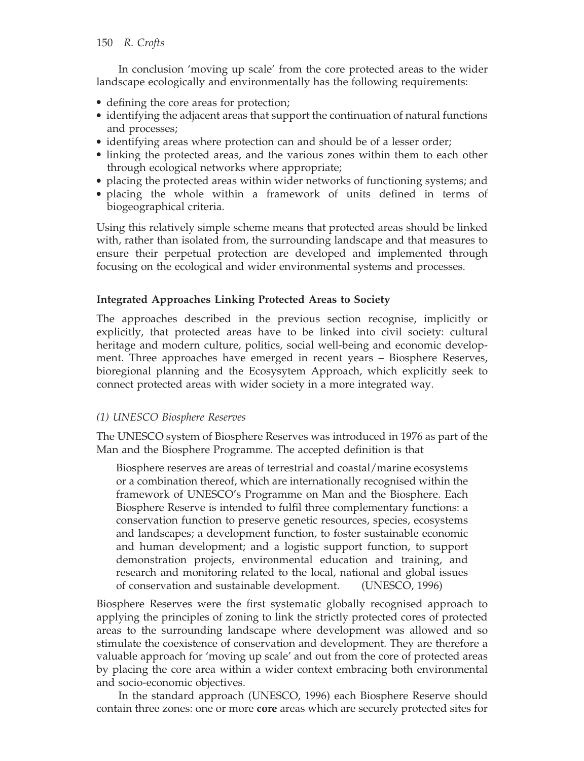In conclusion 'moving up scale' from the core protected areas to the wider landscape ecologically and environmentally has the following requirements:

- defining the core areas for protection;
- identifying the adjacent areas that support the continuation of natural functions and processes;
- identifying areas where protection can and should be of a lesser order;
- linking the protected areas, and the various zones within them to each other through ecological networks where appropriate;
- placing the protected areas within wider networks of functioning systems; and
- placing the whole within a framework of units defined in terms of biogeographical criteria.

Using this relatively simple scheme means that protected areas should be linked with, rather than isolated from, the surrounding landscape and that measures to ensure their perpetual protection are developed and implemented through focusing on the ecological and wider environmental systems and processes.

## Integrated Approaches Linking Protected Areas to Society

The approaches described in the previous section recognise, implicitly or explicitly, that protected areas have to be linked into civil society: cultural heritage and modern culture, politics, social well-being and economic development. Three approaches have emerged in recent years – Biosphere Reserves, bioregional planning and the Ecosysytem Approach, which explicitly seek to connect protected areas with wider society in a more integrated way.

### *(1) UNESCO Biosphere Reserves*

The UNESCO system of Biosphere Reserves was introduced in 1976 as part of the Man and the Biosphere Programme. The accepted definition is that

> Biosphere reserves are areas of terrestrial and coastal/marine ecosystems or a combination thereof, which are internationally recognised within the framework of UNESCO's Programme on Man and the Biosphere. Each Biosphere Reserve is intended to fulfil three complementary functions: a conservation function to preserve genetic resources, species, ecosystems and landscapes; a development function, to foster sustainable economic and human development; and a logistic support function, to support demonstration projects, environmental education and training, and research and monitoring related to the local, national and global issues of conservation and sustainable development. (UNESCO, 1996)

Biosphere Reserves were the first systematic globally recognised approach to applying the principles of zoning to link the strictly protected cores of protected areas to the surrounding landscape where development was allowed and so stimulate the coexistence of conservation and development. They are therefore a valuable approach for 'moving up scale' and out from the core of protected areas by placing the core area within a wider context embracing both environmental and socio-economic objectives.

In the standard approach (UNESCO, 1996) each Biosphere Reserve should contain three zones: one or more **core** areas which are securely protected sites for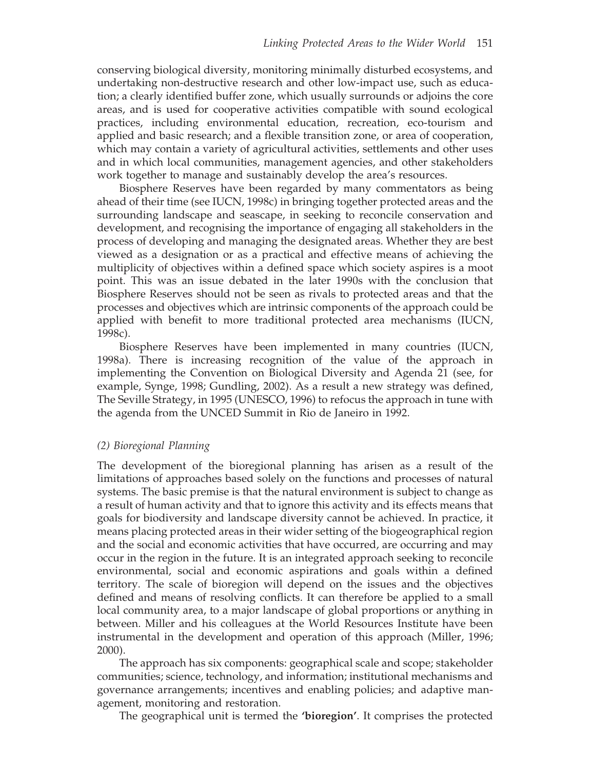conserving biological diversity, monitoring minimally disturbed ecosystems, and undertaking non-destructive research and other low-impact use, such as education; a clearly identified buffer zone, which usually surrounds or adjoins the core areas, and is used for cooperative activities compatible with sound ecological practices, including environmental education, recreation, eco-tourism and applied and basic research; and a flexible transition zone, or area of cooperation, which may contain a variety of agricultural activities, settlements and other uses and in which local communities, management agencies, and other stakeholders work together to manage and sustainably develop the area's resources.

Biosphere Reserves have been regarded by many commentators as being ahead of their time (see IUCN, 1998c) in bringing together protected areas and the surrounding landscape and seascape, in seeking to reconcile conservation and development, and recognising the importance of engaging all stakeholders in the process of developing and managing the designated areas. Whether they are best viewed as a designation or as a practical and effective means of achieving the multiplicity of objectives within a defined space which society aspires is a moot point. This was an issue debated in the later 1990s with the conclusion that Biosphere Reserves should not be seen as rivals to protected areas and that the processes and objectives which are intrinsic components of the approach could be applied with benefit to more traditional protected area mechanisms (IUCN, 1998c).

Biosphere Reserves have been implemented in many countries (IUCN, 1998a). There is increasing recognition of the value of the approach in implementing the Convention on Biological Diversity and Agenda 21 (see, for example, Synge, 1998; Gundling, 2002). As a result a new strategy was defined, The Seville Strategy, in 1995 (UNESCO, 1996) to refocus the approach in tune with the agenda from the UNCED Summit in Rio de Janeiro in 1992.

### *(2) Bioregional Planning*

The development of the bioregional planning has arisen as a result of the limitations of approaches based solely on the functions and processes of natural systems. The basic premise is that the natural environment is subject to change as a result of human activity and that to ignore this activity and its effects means that goals for biodiversity and landscape diversity cannot be achieved. In practice, it means placing protected areas in their wider setting of the biogeographical region and the social and economic activities that have occurred, are occurring and may occur in the region in the future. It is an integrated approach seeking to reconcile environmental, social and economic aspirations and goals within a defined territory. The scale of bioregion will depend on the issues and the objectives defined and means of resolving conflicts. It can therefore be applied to a small local community area, to a major landscape of global proportions or anything in between. Miller and his colleagues at the World Resources Institute have been instrumental in the development and operation of this approach (Miller, 1996; 2000).

The approach has six components: geographical scale and scope; stakeholder communities; science, technology, and information; institutional mechanisms and governance arrangements; incentives and enabling policies; and adaptive management, monitoring and restoration.

The geographical unit is termed the **'bioregion'**. It comprises the protected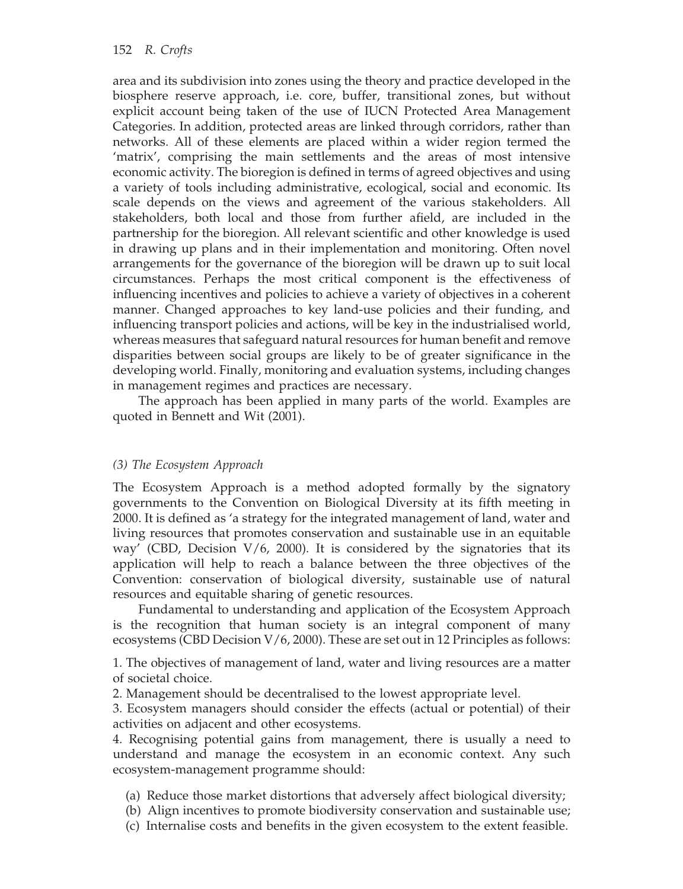area and its subdivision into zones using the theory and practice developed in the biosphere reserve approach, i.e. core, buffer, transitional zones, but without explicit account being taken of the use of IUCN Protected Area Management Categories. In addition, protected areas are linked through corridors, rather than networks. All of these elements are placed within a wider region termed the 'matrix', comprising the main settlements and the areas of most intensive economic activity. The bioregion is defined in terms of agreed objectives and using a variety of tools including administrative, ecological, social and economic. Its scale depends on the views and agreement of the various stakeholders. All stakeholders, both local and those from further afield, are included in the partnership for the bioregion. All relevant scientific and other knowledge is used in drawing up plans and in their implementation and monitoring. Often novel arrangements for the governance of the bioregion will be drawn up to suit local circumstances. Perhaps the most critical component is the effectiveness of influencing incentives and policies to achieve a variety of objectives in a coherent manner. Changed approaches to key land-use policies and their funding, and influencing transport policies and actions, will be key in the industrialised world, whereas measures that safeguard natural resources for human benefit and remove disparities between social groups are likely to be of greater significance in the developing world. Finally, monitoring and evaluation systems, including changes in management regimes and practices are necessary.

The approach has been applied in many parts of the world. Examples are quoted in Bennett and Wit (2001).

### *(3) The Ecosystem Approach*

The Ecosystem Approach is a method adopted formally by the signatory governments to the Convention on Biological Diversity at its fifth meeting in 2000. It is defined as 'a strategy for the integrated management of land, water and living resources that promotes conservation and sustainable use in an equitable way' (CBD, Decision V/6, 2000). It is considered by the signatories that its application will help to reach a balance between the three objectives of the Convention: conservation of biological diversity, sustainable use of natural resources and equitable sharing of genetic resources.

Fundamental to understanding and application of the Ecosystem Approach is the recognition that human society is an integral component of many ecosystems (CBD Decision V/6, 2000). These are set out in 12 Principles as follows:

1. The objectives of management of land, water and living resources are a matter of societal choice.
2. Management should be decentralised to the lowest appropriate level.
3. Ecosystem managers should consider the effects (actual or potential) of their activities on adjacent and other ecosystems.
4. Recognising potential gains from management, there is usually a need to understand and manage the ecosystem in an economic context. Any such ecosystem-management programme should:
   (a) Reduce those market distortions that adversely affect biological diversity;
   (b) Align incentives to promote biodiversity conservation and sustainable use;
   (c) Internalise costs and benefits in the given ecosystem to the extent feasible.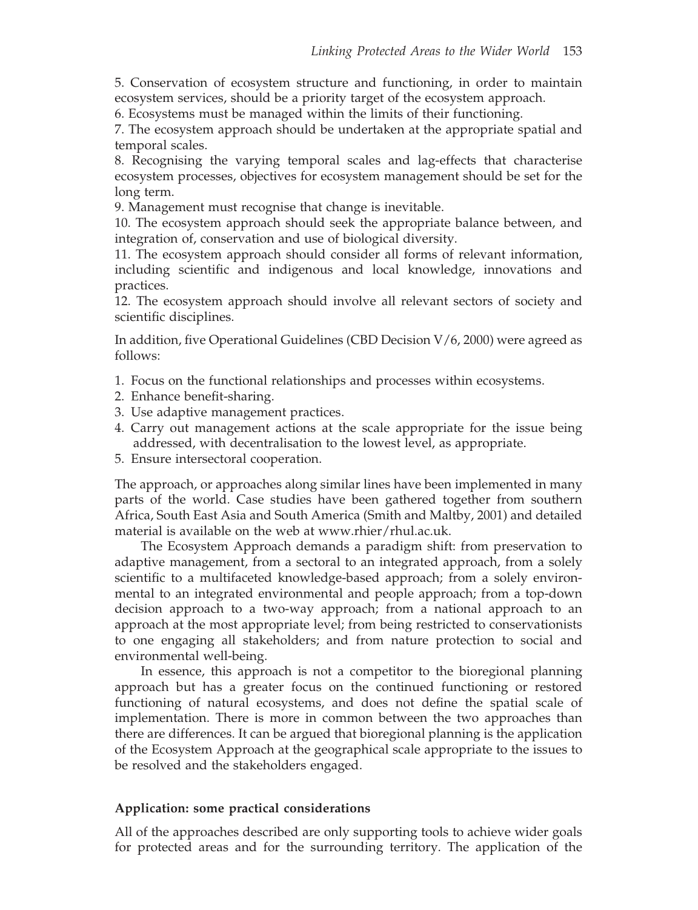5. Conservation of ecosystem structure and functioning, in order to maintain ecosystem services, should be a priority target of the ecosystem approach.
6. Ecosystems must be managed within the limits of their functioning.
7. The ecosystem approach should be undertaken at the appropriate spatial and temporal scales.
8. Recognising the varying temporal scales and lag-effects that characterise ecosystem processes, objectives for ecosystem management should be set for the long term.
9. Management must recognise that change is inevitable.
10. The ecosystem approach should seek the appropriate balance between, and integration of, conservation and use of biological diversity.
11. The ecosystem approach should consider all forms of relevant information, including scientific and indigenous and local knowledge, innovations and practices.
12. The ecosystem approach should involve all relevant sectors of society and scientific disciplines.

In addition, five Operational Guidelines (CBD Decision V/6, 2000) were agreed as follows:

1. Focus on the functional relationships and processes within ecosystems.
2. Enhance benefit-sharing.
3. Use adaptive management practices.
4. Carry out management actions at the scale appropriate for the issue being addressed, with decentralisation to the lowest level, as appropriate.
5. Ensure intersectoral cooperation.

The approach, or approaches along similar lines have been implemented in many parts of the world. Case studies have been gathered together from southern Africa, South East Asia and South America (Smith and Maltby, 2001) and detailed material is available on the web at www.rhier/rhul.ac.uk.

The Ecosystem Approach demands a paradigm shift: from preservation to adaptive management, from a sectoral to an integrated approach, from a solely scientific to a multifaceted knowledge-based approach; from a solely environmental to an integrated environmental and people approach; from a top-down decision approach to a two-way approach; from a national approach to an approach at the most appropriate level; from being restricted to conservationists to one engaging all stakeholders; and from nature protection to social and environmental well-being.

In essence, this approach is not a competitor to the bioregional planning approach but has a greater focus on the continued functioning or restored functioning of natural ecosystems, and does not define the spatial scale of implementation. There is more in common between the two approaches than there are differences. It can be argued that bioregional planning is the application of the Ecosystem Approach at the geographical scale appropriate to the issues to be resolved and the stakeholders engaged.

### Application: some practical considerations

All of the approaches described are only supporting tools to achieve wider goals for protected areas and for the surrounding territory. The application of the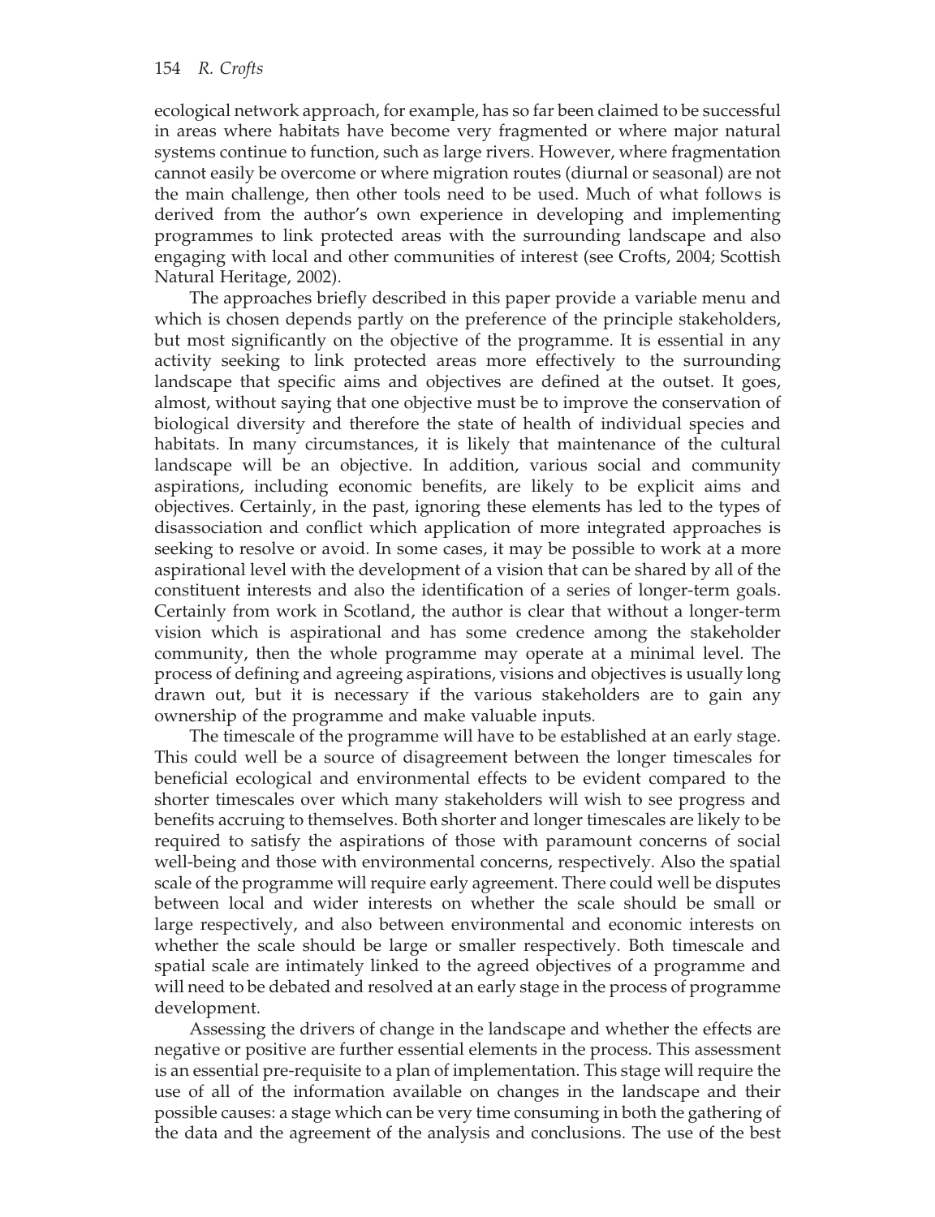ecological network approach, for example, has so far been claimed to be successful in areas where habitats have become very fragmented or where major natural systems continue to function, such as large rivers. However, where fragmentation cannot easily be overcome or where migration routes (diurnal or seasonal) are not the main challenge, then other tools need to be used. Much of what follows is derived from the author's own experience in developing and implementing programmes to link protected areas with the surrounding landscape and also engaging with local and other communities of interest (see Crofts, 2004; Scottish Natural Heritage, 2002).

The approaches briefly described in this paper provide a variable menu and which is chosen depends partly on the preference of the principle stakeholders, but most significantly on the objective of the programme. It is essential in any activity seeking to link protected areas more effectively to the surrounding landscape that specific aims and objectives are defined at the outset. It goes, almost, without saying that one objective must be to improve the conservation of biological diversity and therefore the state of health of individual species and habitats. In many circumstances, it is likely that maintenance of the cultural landscape will be an objective. In addition, various social and community aspirations, including economic benefits, are likely to be explicit aims and objectives. Certainly, in the past, ignoring these elements has led to the types of disassociation and conflict which application of more integrated approaches is seeking to resolve or avoid. In some cases, it may be possible to work at a more aspirational level with the development of a vision that can be shared by all of the constituent interests and also the identification of a series of longer-term goals. Certainly from work in Scotland, the author is clear that without a longer-term vision which is aspirational and has some credence among the stakeholder community, then the whole programme may operate at a minimal level. The process of defining and agreeing aspirations, visions and objectives is usually long drawn out, but it is necessary if the various stakeholders are to gain any ownership of the programme and make valuable inputs.

The timescale of the programme will have to be established at an early stage. This could well be a source of disagreement between the longer timescales for beneficial ecological and environmental effects to be evident compared to the shorter timescales over which many stakeholders will wish to see progress and benefits accruing to themselves. Both shorter and longer timescales are likely to be required to satisfy the aspirations of those with paramount concerns of social well-being and those with environmental concerns, respectively. Also the spatial scale of the programme will require early agreement. There could well be disputes between local and wider interests on whether the scale should be small or large respectively, and also between environmental and economic interests on whether the scale should be large or smaller respectively. Both timescale and spatial scale are intimately linked to the agreed objectives of a programme and will need to be debated and resolved at an early stage in the process of programme development.

Assessing the drivers of change in the landscape and whether the effects are negative or positive are further essential elements in the process. This assessment is an essential pre-requisite to a plan of implementation. This stage will require the use of all of the information available on changes in the landscape and their possible causes: a stage which can be very time consuming in both the gathering of the data and the agreement of the analysis and conclusions. The use of the best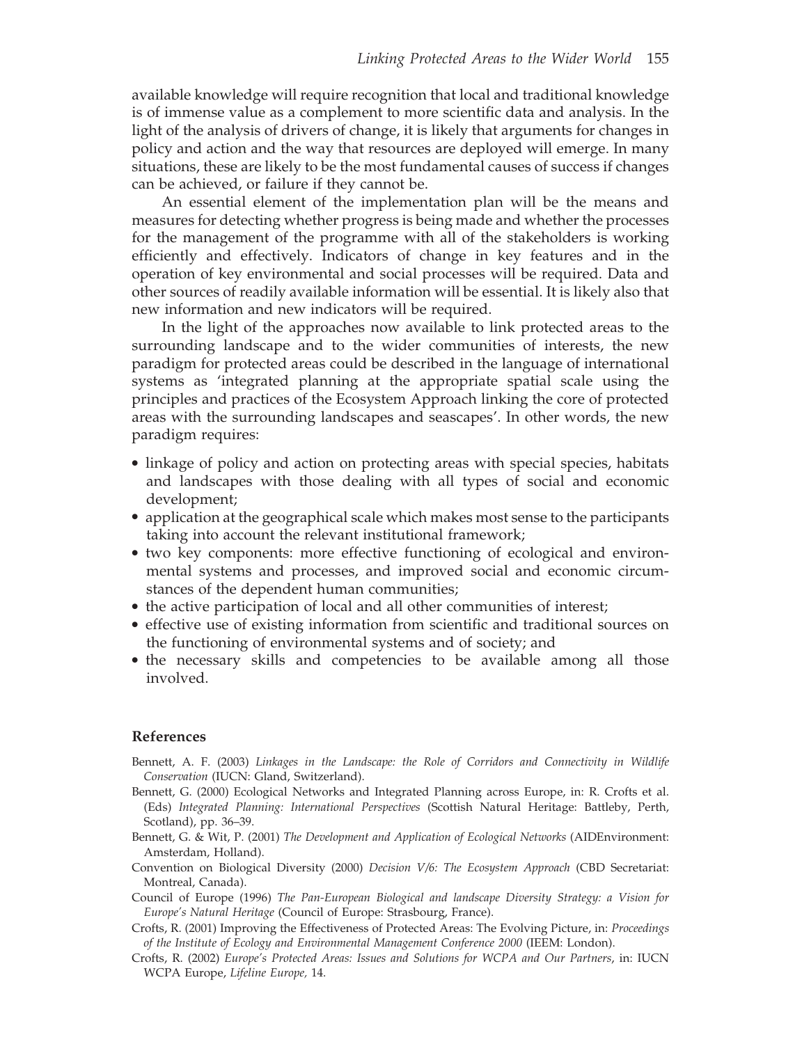available knowledge will require recognition that local and traditional knowledge is of immense value as a complement to more scientific data and analysis. In the light of the analysis of drivers of change, it is likely that arguments for changes in policy and action and the way that resources are deployed will emerge. In many situations, these are likely to be the most fundamental causes of success if changes can be achieved, or failure if they cannot be.

An essential element of the implementation plan will be the means and measures for detecting whether progress is being made and whether the processes for the management of the programme with all of the stakeholders is working efficiently and effectively. Indicators of change in key features and in the operation of key environmental and social processes will be required. Data and other sources of readily available information will be essential. It is likely also that new information and new indicators will be required.

In the light of the approaches now available to link protected areas to the surrounding landscape and to the wider communities of interests, the new paradigm for protected areas could be described in the language of international systems as 'integrated planning at the appropriate spatial scale using the principles and practices of the Ecosystem Approach linking the core of protected areas with the surrounding landscapes and seascapes'. In other words, the new paradigm requires:

- linkage of policy and action on protecting areas with special species, habitats and landscapes with those dealing with all types of social and economic development;
- application at the geographical scale which makes most sense to the participants taking into account the relevant institutional framework;
- two key components: more effective functioning of ecological and environmental systems and processes, and improved social and economic circumstances of the dependent human communities;
- the active participation of local and all other communities of interest;
- effective use of existing information from scientific and traditional sources on the functioning of environmental systems and of society; and
- the necessary skills and competencies to be available among all those involved.

## References

Bennett, A. F. (2003) *Linkages in the Landscape: the Role of Corridors and Connectivity in Wildlife Conservation* (IUCN: Gland, Switzerland).

Bennett, G. (2000) Ecological Networks and Integrated Planning across Europe, in: R. Crofts et al. (Eds) *Integrated Planning: International Perspectives* (Scottish Natural Heritage: Battleby, Perth, Scotland), pp. 36–39.

Bennett, G. & Wit, P. (2001) *The Development and Application of Ecological Networks* (AIDEnvironment: Amsterdam, Holland).

Convention on Biological Diversity (2000) *Decision V/6: The Ecosystem Approach* (CBD Secretariat: Montreal, Canada).

Council of Europe (1996) *The Pan-European Biological and landscape Diversity Strategy: a Vision for Europe's Natural Heritage* (Council of Europe: Strasbourg, France).

Crofts, R. (2001) Improving the Effectiveness of Protected Areas: The Evolving Picture, in: *Proceedings of the Institute of Ecology and Environmental Management Conference 2000* (IEEM: London).

Crofts, R. (2002) *Europe's Protected Areas: Issues and Solutions for WCPA and Our Partners*, in: IUCN WCPA Europe, *Lifeline Europe,* 14.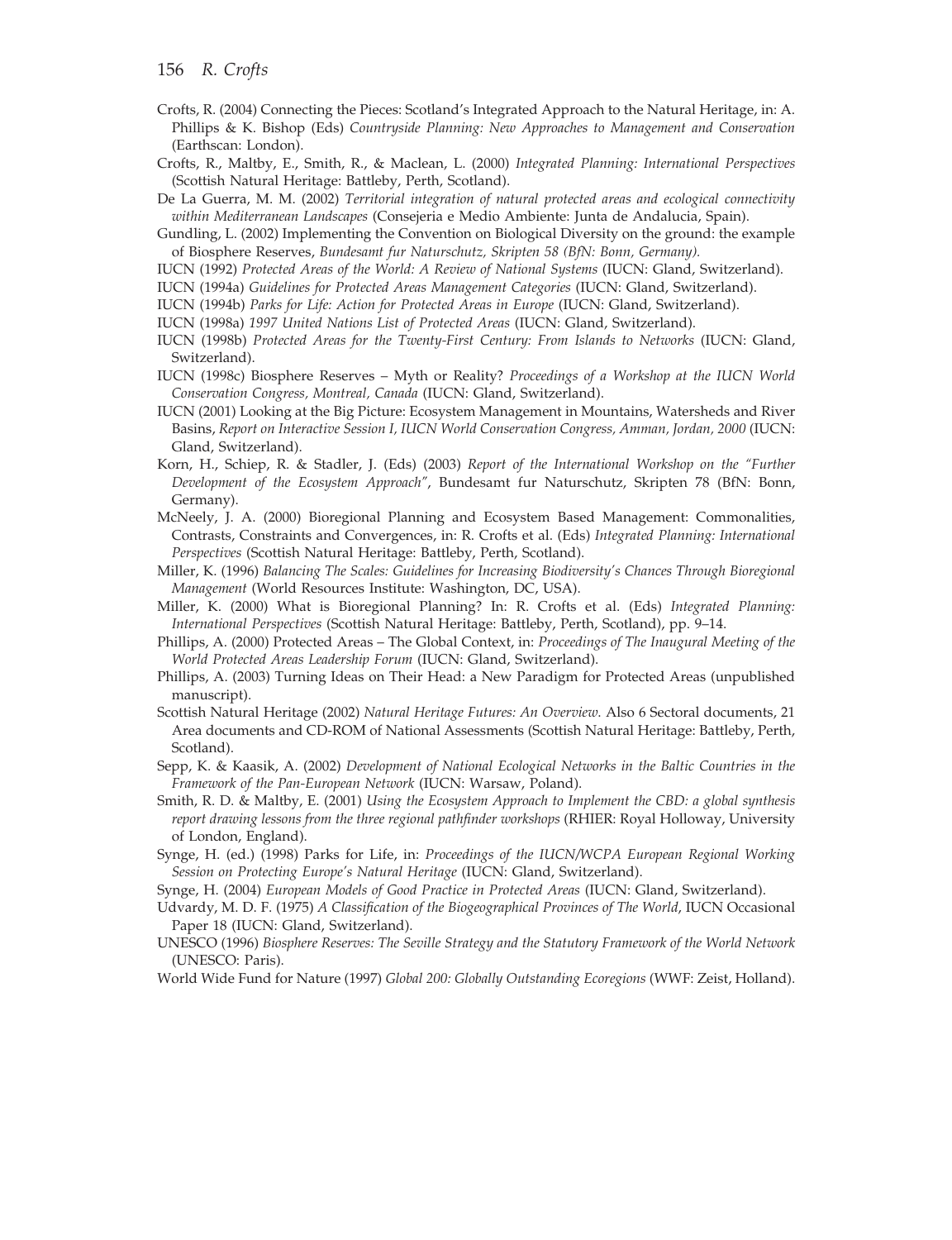Crofts, R. (2004) Connecting the Pieces: Scotland's Integrated Approach to the Natural Heritage, in: A. Phillips & K. Bishop (Eds) *Countryside Planning: New Approaches to Management and Conservation* (Earthscan: London).

Crofts, R., Maltby, E., Smith, R., & Maclean, L. (2000) *Integrated Planning: International Perspectives* (Scottish Natural Heritage: Battleby, Perth, Scotland).

De La Guerra, M. M. (2002) *Territorial integration of natural protected areas and ecological connectivity within Mediterranean Landscapes* (Consejeria e Medio Ambiente: Junta de Andalucia, Spain).

Gundling, L. (2002) Implementing the Convention on Biological Diversity on the ground: the example of Biosphere Reserves, *Bundesamt fur Naturschutz, Skripten 58 (BfN: Bonn, Germany).*

IUCN (1992) *Protected Areas of the World: A Review of National Systems* (IUCN: Gland, Switzerland).

IUCN (1994a) *Guidelines for Protected Areas Management Categories* (IUCN: Gland, Switzerland).

IUCN (1994b) *Parks for Life: Action for Protected Areas in Europe* (IUCN: Gland, Switzerland).

IUCN (1998a) *1997 United Nations List of Protected Areas* (IUCN: Gland, Switzerland).

IUCN (1998b) *Protected Areas for the Twenty-First Century: From Islands to Networks* (IUCN: Gland, Switzerland).

IUCN (1998c) Biosphere Reserves – Myth or Reality? *Proceedings of a Workshop at the IUCN World Conservation Congress, Montreal, Canada* (IUCN: Gland, Switzerland).

IUCN (2001) Looking at the Big Picture: Ecosystem Management in Mountains, Watersheds and River Basins, *Report on Interactive Session I, IUCN World Conservation Congress, Amman, Jordan, 2000* (IUCN: Gland, Switzerland).

Korn, H., Schiep, R. & Stadler, J. (Eds) (2003) *Report of the International Workshop on the "Further Development of the Ecosystem Approach"*, Bundesamt fur Naturschutz, Skripten 78 (BfN: Bonn, Germany).

McNeely, J. A. (2000) Bioregional Planning and Ecosystem Based Management: Commonalities, Contrasts, Constraints and Convergences, in: R. Crofts et al. (Eds) *Integrated Planning: International Perspectives* (Scottish Natural Heritage: Battleby, Perth, Scotland).

Miller, K. (1996) *Balancing The Scales: Guidelines for Increasing Biodiversity's Chances Through Bioregional Management* (World Resources Institute: Washington, DC, USA).

Miller, K. (2000) What is Bioregional Planning? In: R. Crofts et al. (Eds) *Integrated Planning: International Perspectives* (Scottish Natural Heritage: Battleby, Perth, Scotland), pp. 9–14.

Phillips, A. (2000) Protected Areas – The Global Context, in: *Proceedings of The Inaugural Meeting of the World Protected Areas Leadership Forum* (IUCN: Gland, Switzerland).

Phillips, A. (2003) Turning Ideas on Their Head: a New Paradigm for Protected Areas (unpublished manuscript).

Scottish Natural Heritage (2002) *Natural Heritage Futures: An Overview.* Also 6 Sectoral documents, 21 Area documents and CD-ROM of National Assessments (Scottish Natural Heritage: Battleby, Perth, Scotland).

Sepp, K. & Kaasik, A. (2002) *Development of National Ecological Networks in the Baltic Countries in the Framework of the Pan-European Network* (IUCN: Warsaw, Poland).

Smith, R. D. & Maltby, E. (2001) *Using the Ecosystem Approach to Implement the CBD: a global synthesis report drawing lessons from the three regional pathfinder workshops* (RHIER: Royal Holloway, University of London, England).

Synge, H. (ed.) (1998) Parks for Life, in: *Proceedings of the IUCN/WCPA European Regional Working Session on Protecting Europe's Natural Heritage* (IUCN: Gland, Switzerland).

Synge, H. (2004) *European Models of Good Practice in Protected Areas* (IUCN: Gland, Switzerland).

Udvardy, M. D. F. (1975) *A Classification of the Biogeographical Provinces of The World*, IUCN Occasional Paper 18 (IUCN: Gland, Switzerland).

UNESCO (1996) *Biosphere Reserves: The Seville Strategy and the Statutory Framework of the World Network* (UNESCO: Paris).

World Wide Fund for Nature (1997) *Global 200: Globally Outstanding Ecoregions* (WWF: Zeist, Holland).